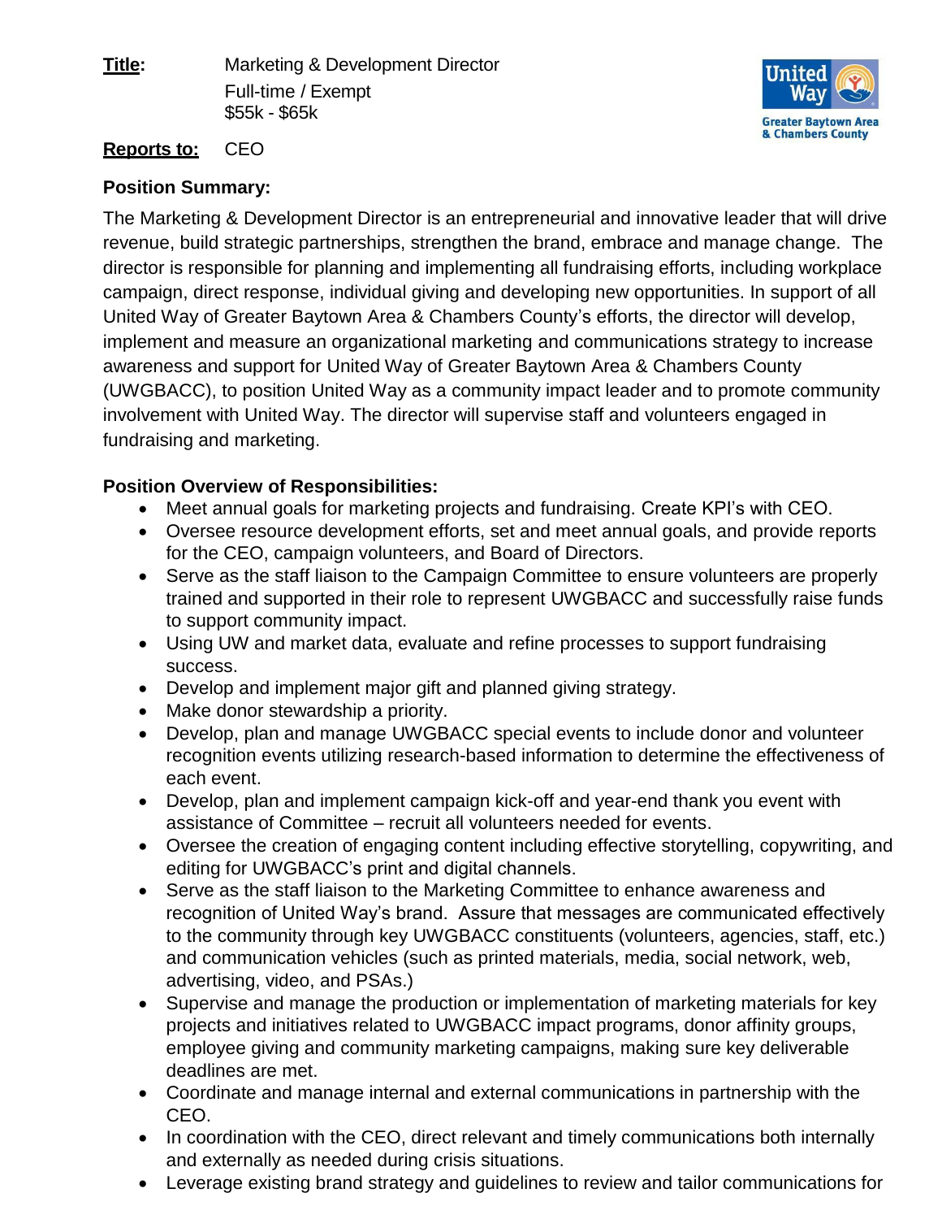**Title:** Marketing & Development Director
Full-time / Exempt
$55k - $65k

**Reports to:** CEO

**Position Summary:**

The Marketing & Development Director is an entrepreneurial and innovative leader that will drive revenue, build strategic partnerships, strengthen the brand, embrace and manage change. The director is responsible for planning and implementing all fundraising efforts, including workplace campaign, direct response, individual giving and developing new opportunities. In support of all United Way of Greater Baytown Area & Chambers County's efforts, the director will develop, implement and measure an organizational marketing and communications strategy to increase awareness and support for United Way of Greater Baytown Area & Chambers County (UWGBACC), to position United Way as a community impact leader and to promote community involvement with United Way. The director will supervise staff and volunteers engaged in fundraising and marketing.

**Position Overview of Responsibilities:**

- Meet annual goals for marketing projects and fundraising. Create KPI's with CEO.
- Oversee resource development efforts, set and meet annual goals, and provide reports for the CEO, campaign volunteers, and Board of Directors.
- Serve as the staff liaison to the Campaign Committee to ensure volunteers are properly trained and supported in their role to represent UWGBACC and successfully raise funds to support community impact.
- Using UW and market data, evaluate and refine processes to support fundraising success.
- Develop and implement major gift and planned giving strategy.
- Make donor stewardship a priority.
- Develop, plan and manage UWGBACC special events to include donor and volunteer recognition events utilizing research-based information to determine the effectiveness of each event.
- Develop, plan and implement campaign kick-off and year-end thank you event with assistance of Committee – recruit all volunteers needed for events.
- Oversee the creation of engaging content including effective storytelling, copywriting, and editing for UWGBACC's print and digital channels.
- Serve as the staff liaison to the Marketing Committee to enhance awareness and recognition of United Way's brand. Assure that messages are communicated effectively to the community through key UWGBACC constituents (volunteers, agencies, staff, etc.) and communication vehicles (such as printed materials, media, social network, web, advertising, video, and PSAs.)
- Supervise and manage the production or implementation of marketing materials for key projects and initiatives related to UWGBACC impact programs, donor affinity groups, employee giving and community marketing campaigns, making sure key deliverable deadlines are met.
- Coordinate and manage internal and external communications in partnership with the CEO.
- In coordination with the CEO, direct relevant and timely communications both internally and externally as needed during crisis situations.
- Leverage existing brand strategy and guidelines to review and tailor communications for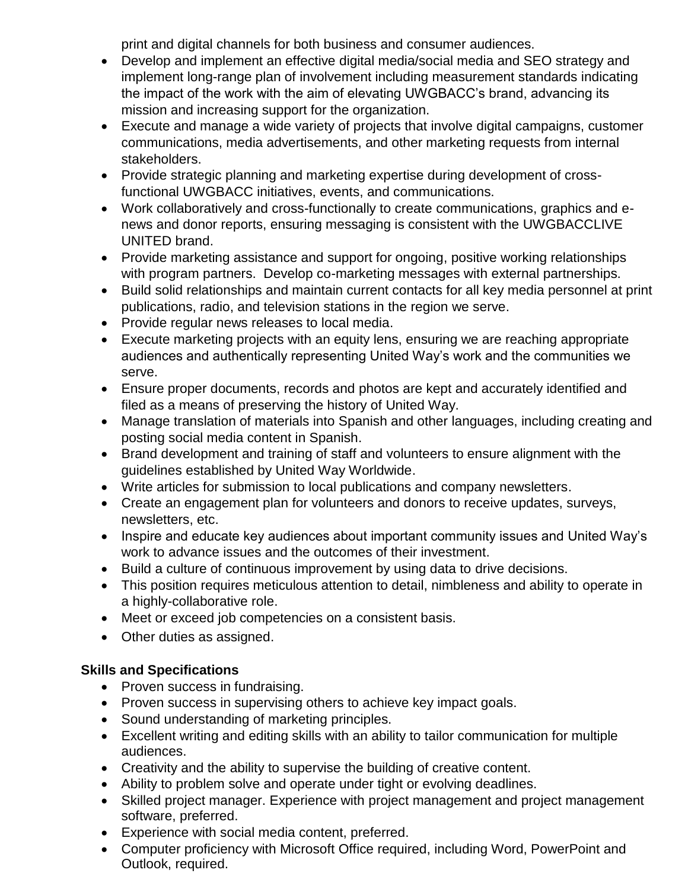print and digital channels for both business and consumer audiences.

- Develop and implement an effective digital media/social media and SEO strategy and implement long-range plan of involvement including measurement standards indicating the impact of the work with the aim of elevating UWGBACC's brand, advancing its mission and increasing support for the organization.
- Execute and manage a wide variety of projects that involve digital campaigns, customer communications, media advertisements, and other marketing requests from internal stakeholders.
- Provide strategic planning and marketing expertise during development of cross-functional UWGBACC initiatives, events, and communications.
- Work collaboratively and cross-functionally to create communications, graphics and e-news and donor reports, ensuring messaging is consistent with the UWGBACCLIVE UNITED brand.
- Provide marketing assistance and support for ongoing, positive working relationships with program partners. Develop co-marketing messages with external partnerships.
- Build solid relationships and maintain current contacts for all key media personnel at print publications, radio, and television stations in the region we serve.
- Provide regular news releases to local media.
- Execute marketing projects with an equity lens, ensuring we are reaching appropriate audiences and authentically representing United Way's work and the communities we serve.
- Ensure proper documents, records and photos are kept and accurately identified and filed as a means of preserving the history of United Way.
- Manage translation of materials into Spanish and other languages, including creating and posting social media content in Spanish.
- Brand development and training of staff and volunteers to ensure alignment with the guidelines established by United Way Worldwide.
- Write articles for submission to local publications and company newsletters.
- Create an engagement plan for volunteers and donors to receive updates, surveys, newsletters, etc.
- Inspire and educate key audiences about important community issues and United Way's work to advance issues and the outcomes of their investment.
- Build a culture of continuous improvement by using data to drive decisions.
- This position requires meticulous attention to detail, nimbleness and ability to operate in a highly-collaborative role.
- Meet or exceed job competencies on a consistent basis.
- Other duties as assigned.

**Skills and Specifications**

- Proven success in fundraising.
- Proven success in supervising others to achieve key impact goals.
- Sound understanding of marketing principles.
- Excellent writing and editing skills with an ability to tailor communication for multiple audiences.
- Creativity and the ability to supervise the building of creative content.
- Ability to problem solve and operate under tight or evolving deadlines.
- Skilled project manager. Experience with project management and project management software, preferred.
- Experience with social media content, preferred.
- Computer proficiency with Microsoft Office required, including Word, PowerPoint and Outlook, required.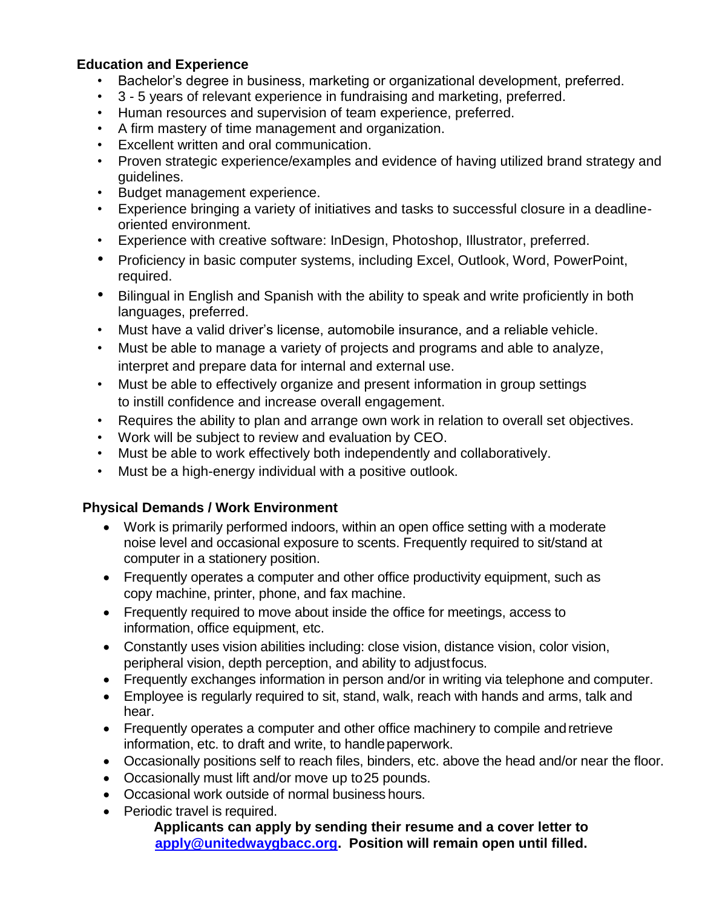**Education and Experience**

- Bachelor's degree in business, marketing or organizational development, preferred.
- 3 - 5 years of relevant experience in fundraising and marketing, preferred.
- Human resources and supervision of team experience, preferred.
- A firm mastery of time management and organization.
- Excellent written and oral communication.
- Proven strategic experience/examples and evidence of having utilized brand strategy and guidelines.
- Budget management experience.
- Experience bringing a variety of initiatives and tasks to successful closure in a deadline-oriented environment.
- Experience with creative software: InDesign, Photoshop, Illustrator, preferred.
- Proficiency in basic computer systems, including Excel, Outlook, Word, PowerPoint, required.
- Bilingual in English and Spanish with the ability to speak and write proficiently in both languages, preferred.
- Must have a valid driver's license, automobile insurance, and a reliable vehicle.
- Must be able to manage a variety of projects and programs and able to analyze, interpret and prepare data for internal and external use.
- Must be able to effectively organize and present information in group settings to instill confidence and increase overall engagement.
- Requires the ability to plan and arrange own work in relation to overall set objectives.
- Work will be subject to review and evaluation by CEO.
- Must be able to work effectively both independently and collaboratively.
- Must be a high-energy individual with a positive outlook.

**Physical Demands / Work Environment**

- Work is primarily performed indoors, within an open office setting with a moderate noise level and occasional exposure to scents. Frequently required to sit/stand at computer in a stationery position.
- Frequently operates a computer and other office productivity equipment, such as copy machine, printer, phone, and fax machine.
- Frequently required to move about inside the office for meetings, access to information, office equipment, etc.
- Constantly uses vision abilities including: close vision, distance vision, color vision, peripheral vision, depth perception, and ability to adjust focus.
- Frequently exchanges information in person and/or in writing via telephone and computer.
- Employee is regularly required to sit, stand, walk, reach with hands and arms, talk and hear.
- Frequently operates a computer and other office machinery to compile and retrieve information, etc. to draft and write, to handle paperwork.
- Occasionally positions self to reach files, binders, etc. above the head and/or near the floor.
- Occasionally must lift and/or move up to 25 pounds.
- Occasional work outside of normal business hours.
- Periodic travel is required.

**Applicants can apply by sending their resume and a cover letter to [apply@unitedwaygbacc.org](mailto:apply@unitedwaygbacc.org). Position will remain open until filled.**